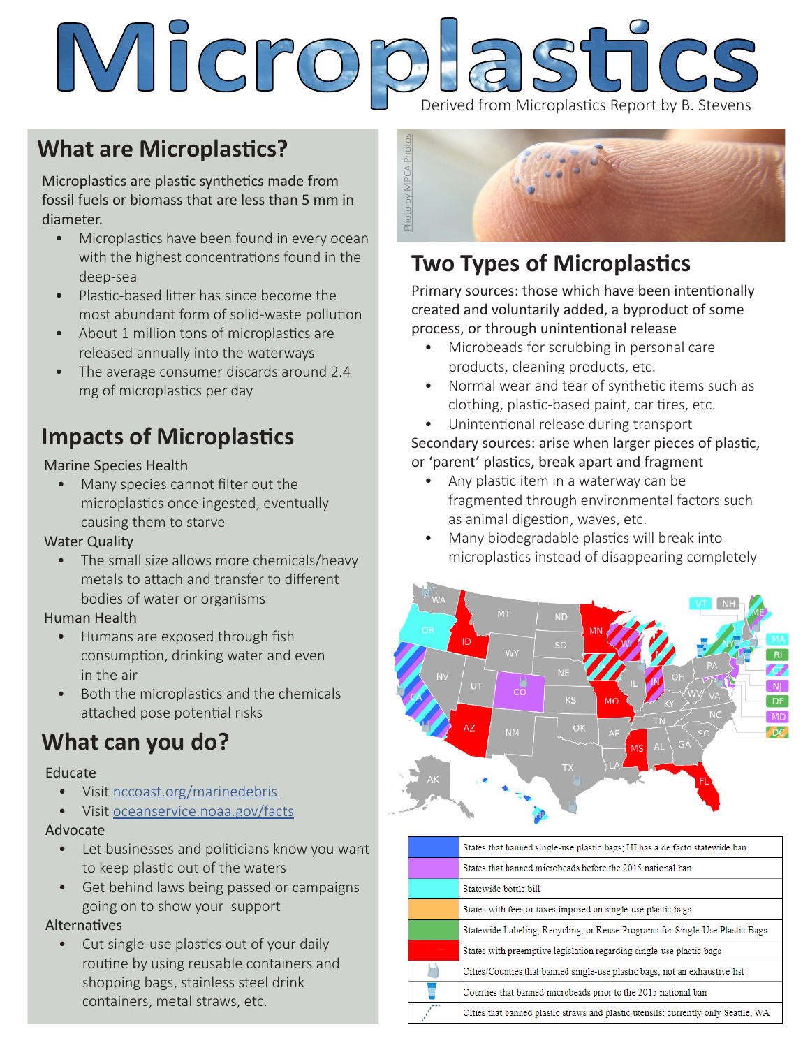# Microplastics

Derived from Microplastics Report by B. Stevens

## What are Microplastics?

Microplastics are plastic synthetics made from fossil fuels or biomass that are less than 5 mm in diameter.

- Microplastics have been found in every ocean with the highest concentrations found in the deep-sea
- Plastic-based litter has since become the most abundant form of solid-waste pollution
- About 1 million tons of microplastics are released annually into the waterways
- The average consumer discards around 2.4 mg of microplastics per day

## Impacts of Microplastics

Marine Species Health

- Many species cannot filter out the microplastics once ingested, eventually causing them to starve

Water Quality

- The small size allows more chemicals/heavy metals to attach and transfer to different bodies of water or organisms

Human Health

- Humans are exposed through fish consumption, drinking water and even in the air
- Both the microplastics and the chemicals attached pose potential risks

## What can you do?

Educate

- Visit nccoast.org/marinedebris
- Visit oceanservice.noaa.gov/facts

Advocate

- Let businesses and politicians know you want to keep plastic out of the waters
- Get behind laws being passed or campaigns going on to show your support

Alternatives

- Cut single-use plastics out of your daily routine by using reusable containers and shopping bags, stainless steel drink containers, metal straws, etc.

Photo by MPCA Photos

## Two Types of Microplastics

Primary sources: those which have been intentionally created and voluntarily added, a byproduct of some process, or through unintentional release

- Microbeads for scrubbing in personal care products, cleaning products, etc.
- Normal wear and tear of synthetic items such as clothing, plastic-based paint, car tires, etc.
- Unintentional release during transport

Secondary sources: arise when larger pieces of plastic, or 'parent' plastics, break apart and fragment

- Any plastic item in a waterway can be fragmented through environmental factors such as animal digestion, waves, etc.
- Many biodegradable plastics will break into microplastics instead of disappearing completely

| Legend | Description |
|---|---|
| Blue | States that banned single-use plastic bags; HI has a de facto statewide ban |
| Purple | States that banned microbeads before the 2015 national ban |
| Cyan | Statewide bottle bill |
| Orange | States with fees or taxes imposed on single-use plastic bags |
| Green | Statewide Labeling, Recycling, or Reuse Programs for Single-Use Plastic Bags |
| Red | States with preemptive legislation regarding single-use plastic bags |
| Bag icon | Cities/Counties that banned single-use plastic bags; not an exhaustive list |
| Cup icon | Counties that banned microbeads prior to the 2015 national ban |
| Straw icon | Cities that banned plastic straws and plastic utensils; currently only Seattle, WA |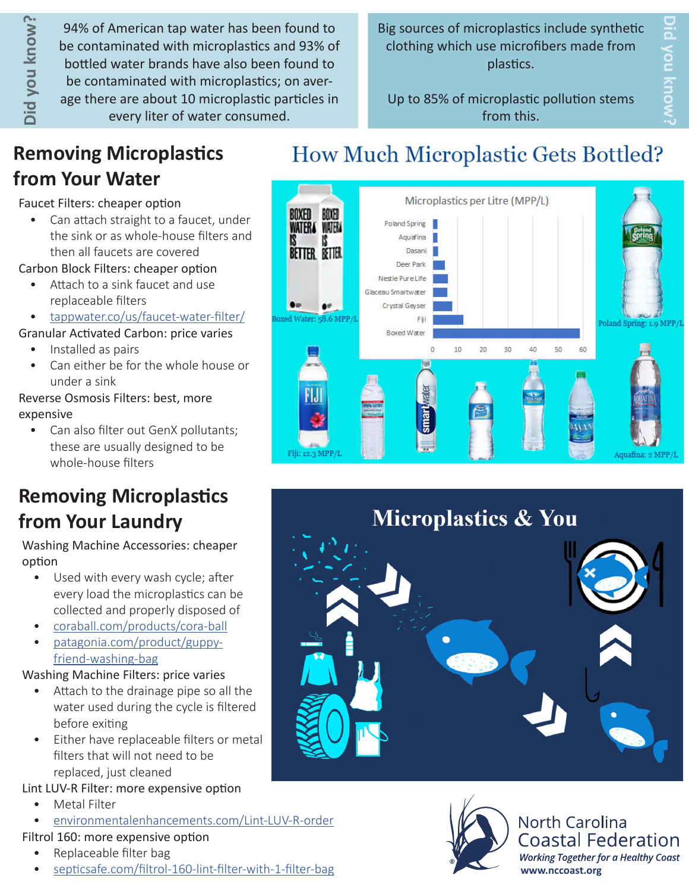Did you know?

94% of American tap water has been found to be contaminated with microplastics and 93% of bottled water brands have also been found to be contaminated with microplastics; on average there are about 10 microplastic particles in every liter of water consumed.

Big sources of microplastics include synthetic clothing which use microfibers made from plastics.

Up to 85% of microplastic pollution stems from this.

Did you know?

## Removing Microplastics from Your Water

Faucet Filters: cheaper option

- Can attach straight to a faucet, under the sink or as whole-house filters and then all faucets are covered

Carbon Block Filters: cheaper option

- Attach to a sink faucet and use replaceable filters
- tappwater.co/us/faucet-water-filter/

Granular Activated Carbon: price varies

- Installed as pairs
- Can either be for the whole house or under a sink

Reverse Osmosis Filters: best, more expensive

- Can also filter out GenX pollutants; these are usually designed to be whole-house filters

## How Much Microplastic Gets Bottled?

Microplastics per Litre (MPP/L)

Poland Spring
Aquafina
Dasani
Deer Park
Nestle Pure Life
Glaceau Smartwater
Crystal Geyser
Fiji
Boxed Water

0 10 20 30 40 50 60

Boxed Water: 58.6 MPP/L

Poland Spring: 1.9 MPP/L

Fiji: 12.3 MPP/L

Aquafina: 2 MPP/L

## Removing Microplastics from Your Laundry

Washing Machine Accessories: cheaper option

- Used with every wash cycle; after every load the microplastics can be collected and properly disposed of
- coraball.com/products/cora-ball
- patagonia.com/product/guppy-friend-washing-bag

Washing Machine Filters: price varies

- Attach to the drainage pipe so all the water used during the cycle is filtered before exiting
- Either have replaceable filters or metal filters that will not need to be replaced, just cleaned

Lint LUV-R Filter: more expensive option

- Metal Filter
- environmentalenhancements.com/Lint-LUV-R-order

Filtrol 160: more expensive option

- Replaceable filter bag
- septicsafe.com/filtrol-160-lint-filter-with-1-filter-bag

## Microplastics & You

North Carolina Coastal Federation

*Working Together for a Healthy Coast*

**www.nccoast.org**